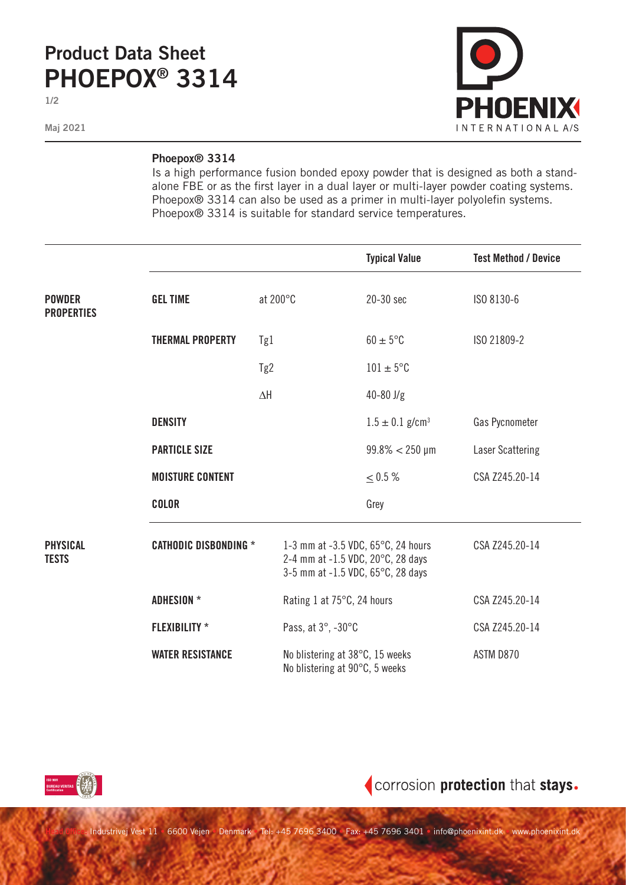# Product Data Sheet
# PHOEPOX® 3314

Maj 2021

PHOENIX INTERNATIONAL A/S

**Phoepox® 3314**

Is a high performance fusion bonded epoxy powder that is designed as both a stand-alone FBE or as the first layer in a dual layer or multi-layer powder coating systems. Phoepox® 3314 can also be used as a primer in multi-layer polyolefin systems. Phoepox® 3314 is suitable for standard service temperatures.

| | | | Typical Value | Test Method / Device |
|---|---|---|---|---|
| **POWDER PROPERTIES** | **GEL TIME** | at 200°C | 20-30 sec | ISO 8130-6 |
| | **THERMAL PROPERTY** | Tg1 | $60 \pm 5$°C | ISO 21809-2 |
| | | Tg2 | $101 \pm 5$°C | |
| | | $\Delta H$ | 40-80 J/g | |
| | **DENSITY** | | $1.5 \pm 0.1$ g/cm$^3$ | Gas Pycnometer |
| | **PARTICLE SIZE** | | 99.8% < 250 µm | Laser Scattering |
| | **MOISTURE CONTENT** | | $\leq 0.5$ % | CSA Z245.20-14 |
| | **COLOR** | | Grey | |
| **PHYSICAL TESTS** | **CATHODIC DISBONDING** * | 1-3 mm at -3.5 VDC, 65°C, 24 hours<br>2-4 mm at -1.5 VDC, 20°C, 28 days<br>3-5 mm at -1.5 VDC, 65°C, 28 days | | CSA Z245.20-14 |
| | **ADHESION** * | Rating 1 at 75°C, 24 hours | | CSA Z245.20-14 |
| | **FLEXIBILITY** * | Pass, at 3°, -30°C | | CSA Z245.20-14 |
| | **WATER RESISTANCE** | No blistering at 38°C, 15 weeks<br>No blistering at 90°C, 5 weeks | | ASTM D870 |

corrosion **protection** that **stays.**

Head Office: Industrivej Vest 11 · 6600 Vejen · Denmark · Tel: +45 7696 3400 · Fax: +45 7696 3401 · info@phoenixint.dk · www.phoenixint.dk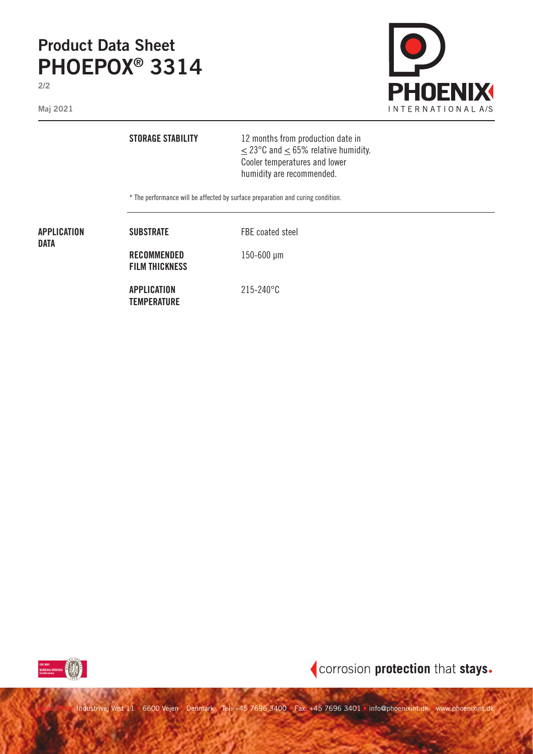# Product Data Sheet
## PHOEPOX® 3314

Maj 2021

| | |
|---|---|
| **STORAGE STABILITY** | 12 months from production date in ≤ 23°C and ≤ 65% relative humidity. Cooler temperatures and lower humidity are recommended. |

* The performance will be affected by surface preparation and curing condition.

**APPLICATION DATA**

| | |
|---|---|
| **SUBSTRATE** | FBE coated steel |
| **RECOMMENDED FILM THICKNESS** | 150-600 µm |
| **APPLICATION TEMPERATURE** | 215-240°C |

corrosion **protection** that **stays**.

Head Office: Industrivej Vest 11 • 6600 Vejen • Denmark • Tel: +45 7696 3400 • Fax: +45 7696 3401 • info@phoenixint.dk • www.phoenixint.dk